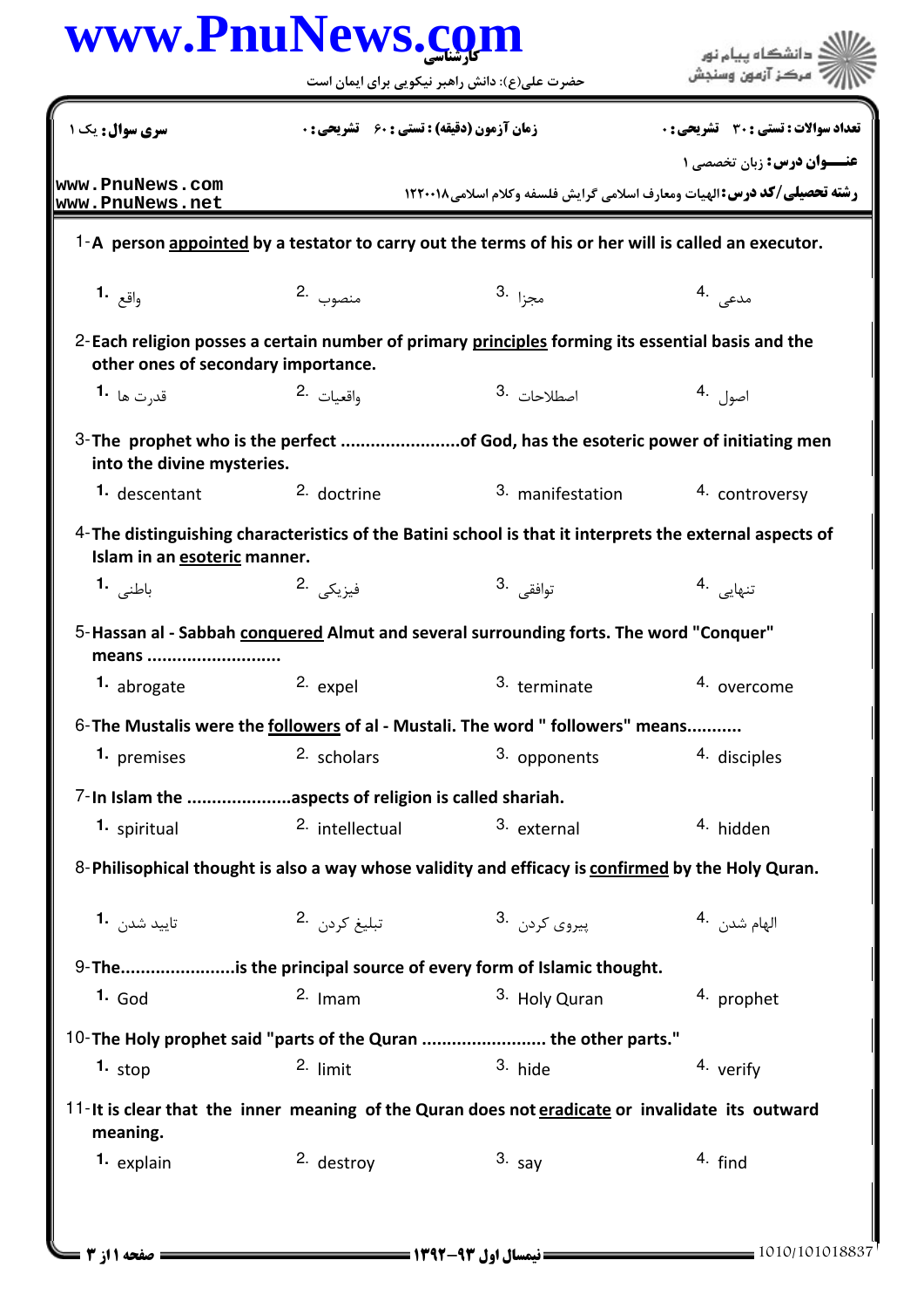کارشناسی

حضرت علی(ع): دانش راهبر نیکویی برای ایمان است

دانشگاه پیام نور
مرکز آزمون وسنجش

| سری سوال: یک ۱ | زمان آزمون (دقیقه) : تستی : ۶۰ تشریحی : ۰ | تعداد سوالات : تستی : ۳۰ تشریحی : ۰ |
|---|---|---|

**عنـــوان درس:** زبان تخصصی ۱

**رشته تحصیلی/کد درس:** الهیات ومعارف اسلامی گرایش فلسفه وکلام اسلامی ۱۲۲۰۰۱۸

1- A person appointed by a testator to carry out the terms of his or her will is called an executor.

1. واقع
2. منصوب
3. مجزا
4. مدعی

2- Each religion posses a certain number of primary principles forming its essential basis and the other ones of secondary importance.

1. قدرت ها
2. واقعیات
3. اصطلاحات
4. اصول

3- The prophet who is the perfect ........................of God, has the esoteric power of initiating men into the divine mysteries.

1. descentant
2. doctrine
3. manifestation
4. controversy

4- The distinguishing characteristics of the Batini school is that it interprets the external aspects of Islam in an esoteric manner.

1. باطنی
2. فیزیکی
3. توافقی
4. تنهایی

5- Hassan al - Sabbah conquered Almut and several surrounding forts. The word "Conquer" means ...........................

1. abrogate
2. expel
3. terminate
4. overcome

6- The Mustalis were the followers of al - Mustali. The word " followers" means...........

1. premises
2. scholars
3. opponents
4. disciples

7- In Islam the .....................aspects of religion is called shariah.

1. spiritual
2. intellectual
3. external
4. hidden

8- Philisophical thought is also a way whose validity and efficacy is confirmed by the Holy Quran.

1. تایید شدن
2. تبلیغ کردن
3. پیروی کردن
4. الهام شدن

9- The.......................is the principal source of every form of Islamic thought.

1. God
2. Imam
3. Holy Quran
4. prophet

10- The Holy prophet said "parts of the Quran ........................ the other parts."

1. stop
2. limit
3. hide
4. verify

11- It is clear that the inner meaning of the Quran does not eradicate or invalidate its outward meaning.

1. explain
2. destroy
3. say
4. find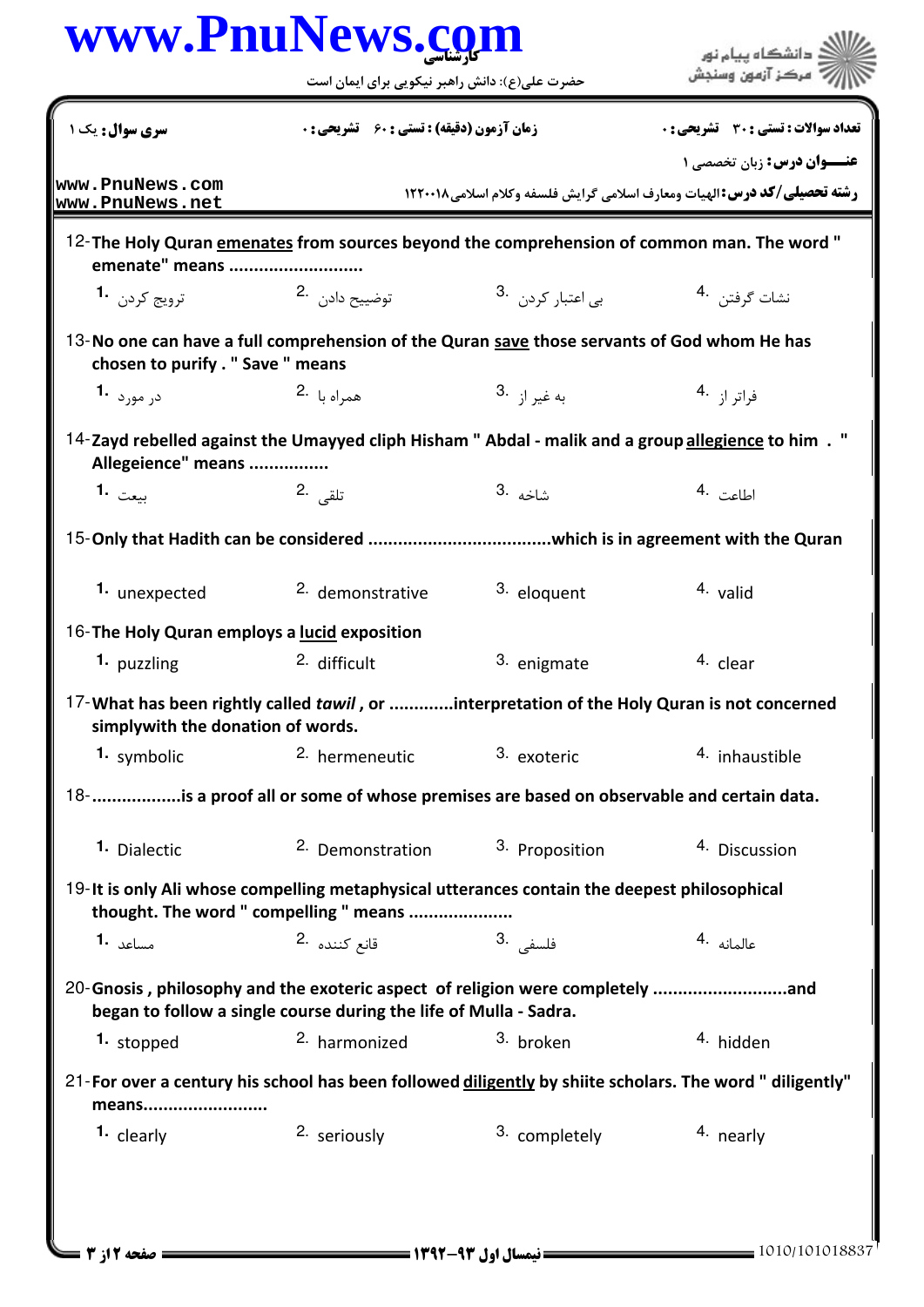12-The Holy Quran emenates from sources beyond the comprehension of common man. The word " emenate" means ..........................

1. ترویج کردن
2. توضییح دادن
3. بی اعتبار کردن
4. نشات گرفتن

13-No one can have a full comprehension of the Quran save those servants of God whom He has chosen to purify . " Save " means

1. در مورد
2. همراه با
3. به غیر از
4. فراتر از

14-Zayd rebelled against the Umayyed cliph Hisham " Abdal - malik and a group allegience to him . " Allegeience" means ................

1. بیعت
2. تلقی
3. شاخه
4. اطاعت

15-Only that Hadith can be considered ....................................which is in agreement with the Quran

1. unexpected
2. demonstrative
3. eloquent
4. valid

16-The Holy Quran employs a lucid exposition

1. puzzling
2. difficult
3. enigmate
4. clear

17-What has been rightly called *tawil* , or .............interpretation of the Holy Quran is not concerned simplywith the donation of words.

1. symbolic
2. hermeneutic
3. exoteric
4. inhaustible

18-..................is a proof all or some of whose premises are based on observable and certain data.

1. Dialectic
2. Demonstration
3. Proposition
4. Discussion

19-It is only Ali whose compelling metaphysical utterances contain the deepest philosophical thought. The word " compelling " means .....................

1. مساعد
2. قانع کننده
3. فلسفی
4. عالمانه

20-Gnosis , philosophy and the exoteric aspect of religion were completely ...........................and began to follow a single course during the life of Mulla - Sadra.

1. stopped
2. harmonized
3. broken
4. hidden

21-For over a century his school has been followed diligently by shiite scholars. The word " diligently" means.........................

1. clearly
2. seriously
3. completely
4. nearly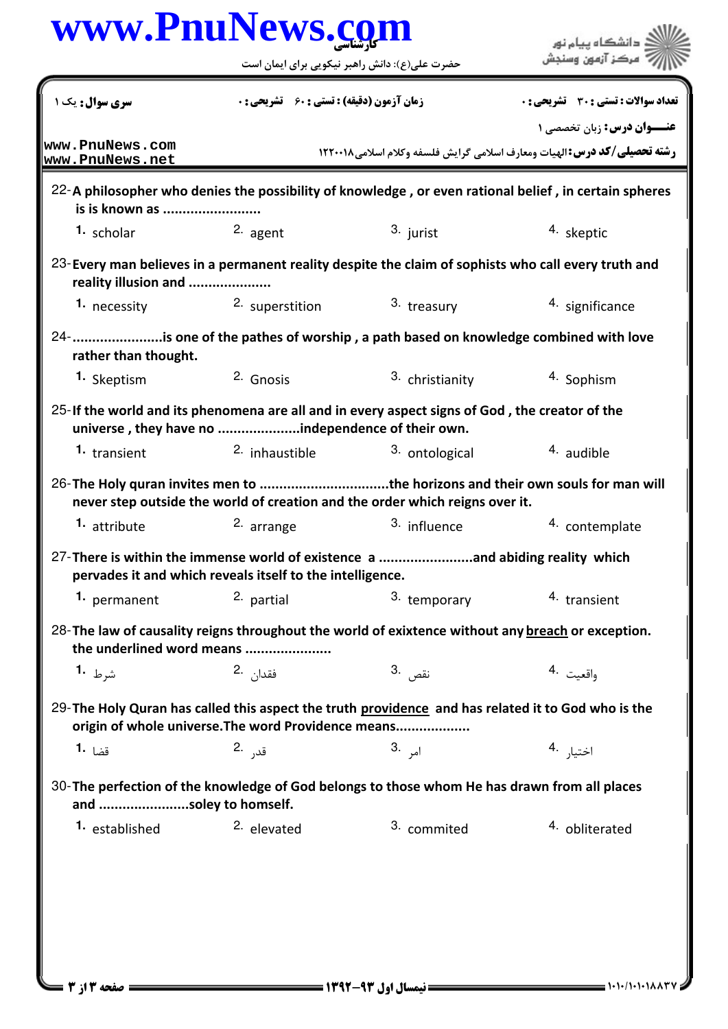22-A philosopher who denies the possibility of knowledge , or even rational belief , in certain spheres is is known as .........................

1. scholar
2. agent
3. jurist
4. skeptic

23-Every man believes in a permanent reality despite the claim of sophists who call every truth and reality illusion and .....................

1. necessity
2. superstition
3. treasury
4. significance

24-.......................is one of the pathes of worship , a path based on knowledge combined with love rather than thought.

1. Skeptism
2. Gnosis
3. christianity
4. Sophism

25-If the world and its phenomena are all and in every aspect signs of God , the creator of the universe , they have no .....................independence of their own.

1. transient
2. inhaustible
3. ontological
4. audible

26-The Holy quran invites men to ................................the horizons and their own souls for man will never step outside the world of creation and the order which reigns over it.

1. attribute
2. arrange
3. influence
4. contemplate

27-There is within the immense world of existence a ........................and abiding reality which pervades it and which reveals itself to the intelligence.

1. permanent
2. partial
3. temporary
4. transient

28-The law of causality reigns throughout the world of exixtence without any <u>breach</u> or exception. the underlined word means ......................

1. شرط
2. فقدان
3. نقص
4. واقعیت

29-The Holy Quran has called this aspect the truth <u>providence</u> and has related it to God who is the origin of whole universe.The word Providence means...................

1. قضا
2. قدر
3. امر
4. اختیار

30-The perfection of the knowledge of God belongs to those whom He has drawn from all places and .......................soley to homself.

1. established
2. elevated
3. commited
4. obliterated